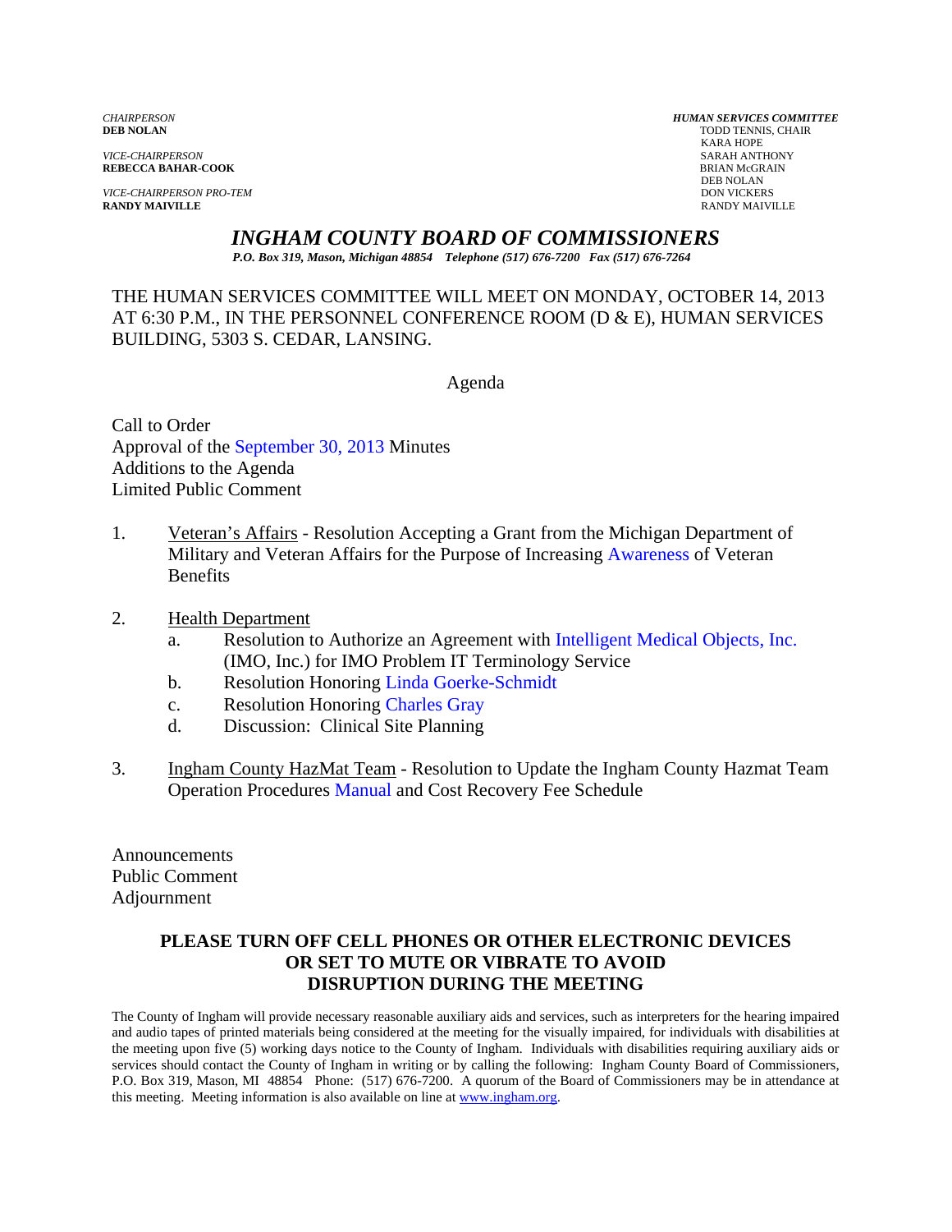*CHAIRPERSON*
**DEB NOLAN**

*VICE-CHAIRPERSON*
**REBECCA BAHAR-COOK**

*VICE-CHAIRPERSON PRO-TEM*
**RANDY MAIVILLE**

***HUMAN SERVICES COMMITTEE***
TODD TENNIS, CHAIR
KARA HOPE
SARAH ANTHONY
BRIAN McGRAIN
DEB NOLAN
DON VICKERS
RANDY MAIVILLE

# *INGHAM COUNTY BOARD OF COMMISSIONERS*

***P.O. Box 319, Mason, Michigan 48854 Telephone (517) 676-7200 Fax (517) 676-7264***

THE HUMAN SERVICES COMMITTEE WILL MEET ON MONDAY, OCTOBER 14, 2013 AT 6:30 P.M., IN THE PERSONNEL CONFERENCE ROOM (D & E), HUMAN SERVICES BUILDING, 5303 S. CEDAR, LANSING.

Agenda

Call to Order
Approval of the September 30, 2013 Minutes
Additions to the Agenda
Limited Public Comment

1. Veteran's Affairs - Resolution Accepting a Grant from the Michigan Department of Military and Veteran Affairs for the Purpose of Increasing Awareness of Veteran Benefits

2. Health Department
   a. Resolution to Authorize an Agreement with Intelligent Medical Objects, Inc. (IMO, Inc.) for IMO Problem IT Terminology Service
   b. Resolution Honoring Linda Goerke-Schmidt
   c. Resolution Honoring Charles Gray
   d. Discussion: Clinical Site Planning

3. Ingham County HazMat Team - Resolution to Update the Ingham County Hazmat Team Operation Procedures Manual and Cost Recovery Fee Schedule

Announcements
Public Comment
Adjournment

**PLEASE TURN OFF CELL PHONES OR OTHER ELECTRONIC DEVICES OR SET TO MUTE OR VIBRATE TO AVOID DISRUPTION DURING THE MEETING**

The County of Ingham will provide necessary reasonable auxiliary aids and services, such as interpreters for the hearing impaired and audio tapes of printed materials being considered at the meeting for the visually impaired, for individuals with disabilities at the meeting upon five (5) working days notice to the County of Ingham. Individuals with disabilities requiring auxiliary aids or services should contact the County of Ingham in writing or by calling the following: Ingham County Board of Commissioners, P.O. Box 319, Mason, MI 48854 Phone: (517) 676-7200. A quorum of the Board of Commissioners may be in attendance at this meeting. Meeting information is also available on line at www.ingham.org.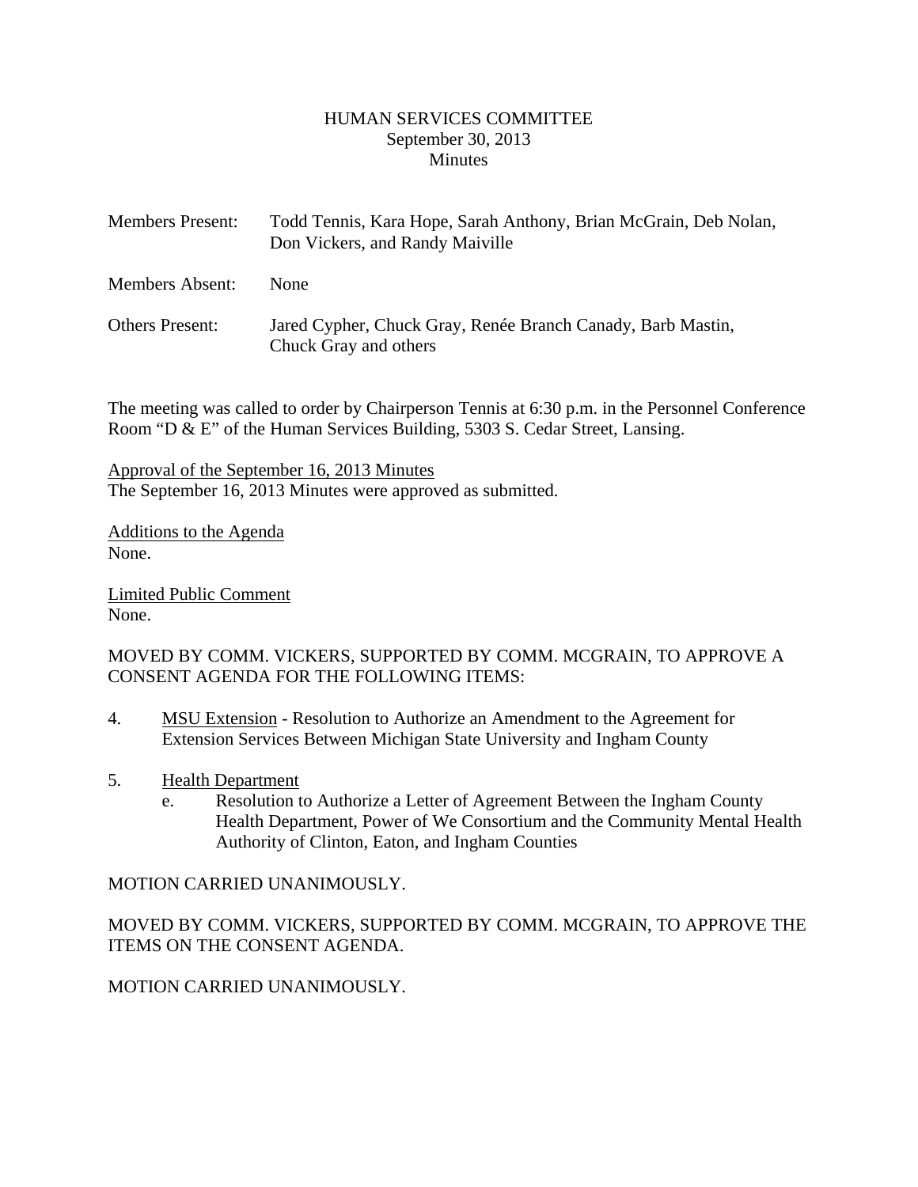HUMAN SERVICES COMMITTEE
September 30, 2013
Minutes

Members Present: Todd Tennis, Kara Hope, Sarah Anthony, Brian McGrain, Deb Nolan, Don Vickers, and Randy Maiville

Members Absent: None

Others Present: Jared Cypher, Chuck Gray, Renée Branch Canady, Barb Mastin, Chuck Gray and others

The meeting was called to order by Chairperson Tennis at 6:30 p.m. in the Personnel Conference Room "D & E" of the Human Services Building, 5303 S. Cedar Street, Lansing.

Approval of the September 16, 2013 Minutes
The September 16, 2013 Minutes were approved as submitted.

Additions to the Agenda
None.

Limited Public Comment
None.

MOVED BY COMM. VICKERS, SUPPORTED BY COMM. MCGRAIN, TO APPROVE A CONSENT AGENDA FOR THE FOLLOWING ITEMS:

4. MSU Extension - Resolution to Authorize an Amendment to the Agreement for Extension Services Between Michigan State University and Ingham County

5. Health Department
   e. Resolution to Authorize a Letter of Agreement Between the Ingham County Health Department, Power of We Consortium and the Community Mental Health Authority of Clinton, Eaton, and Ingham Counties

MOTION CARRIED UNANIMOUSLY.

MOVED BY COMM. VICKERS, SUPPORTED BY COMM. MCGRAIN, TO APPROVE THE ITEMS ON THE CONSENT AGENDA.

MOTION CARRIED UNANIMOUSLY.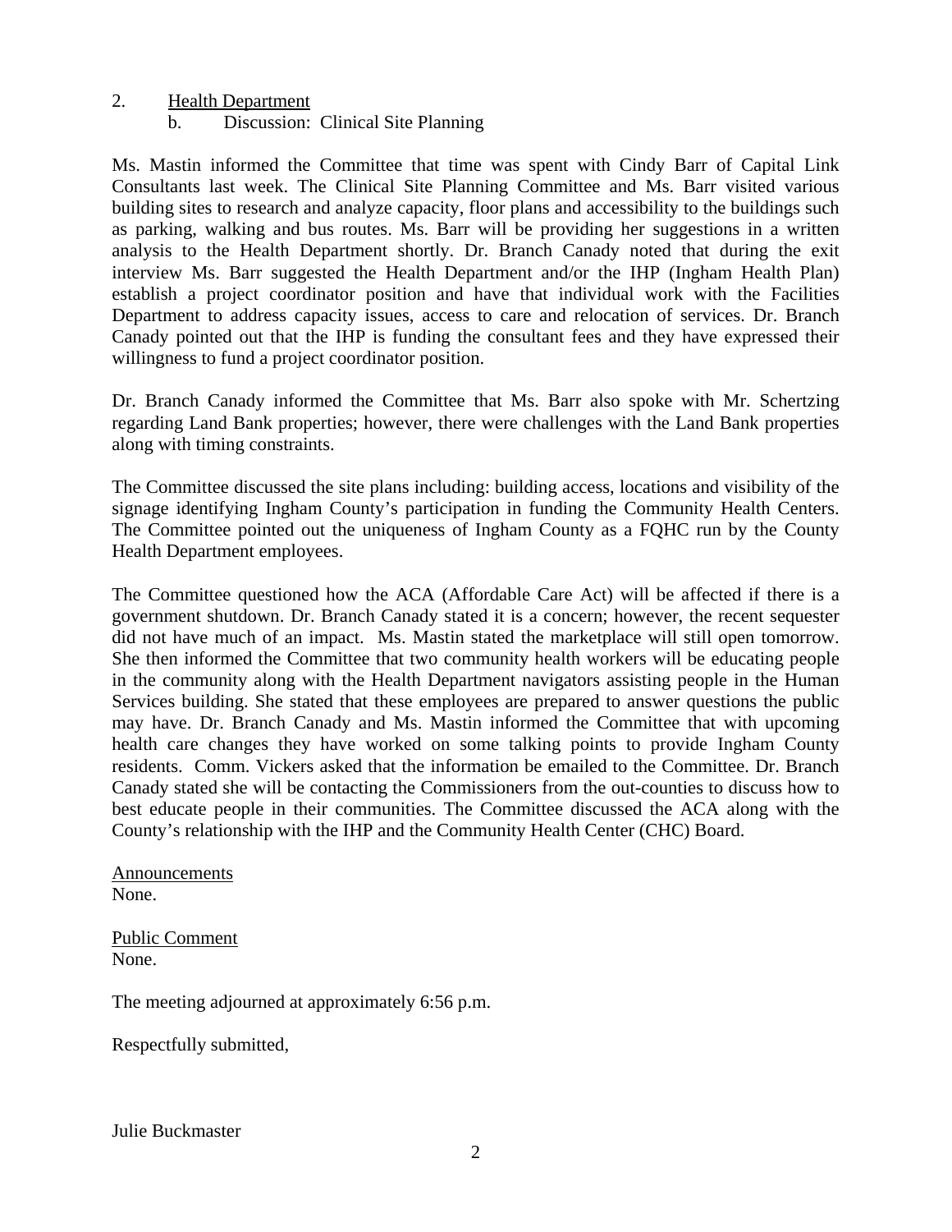2. Health Department

   b. Discussion: Clinical Site Planning

Ms. Mastin informed the Committee that time was spent with Cindy Barr of Capital Link Consultants last week. The Clinical Site Planning Committee and Ms. Barr visited various building sites to research and analyze capacity, floor plans and accessibility to the buildings such as parking, walking and bus routes. Ms. Barr will be providing her suggestions in a written analysis to the Health Department shortly. Dr. Branch Canady noted that during the exit interview Ms. Barr suggested the Health Department and/or the IHP (Ingham Health Plan) establish a project coordinator position and have that individual work with the Facilities Department to address capacity issues, access to care and relocation of services. Dr. Branch Canady pointed out that the IHP is funding the consultant fees and they have expressed their willingness to fund a project coordinator position.

Dr. Branch Canady informed the Committee that Ms. Barr also spoke with Mr. Schertzing regarding Land Bank properties; however, there were challenges with the Land Bank properties along with timing constraints.

The Committee discussed the site plans including: building access, locations and visibility of the signage identifying Ingham County's participation in funding the Community Health Centers. The Committee pointed out the uniqueness of Ingham County as a FQHC run by the County Health Department employees.

The Committee questioned how the ACA (Affordable Care Act) will be affected if there is a government shutdown. Dr. Branch Canady stated it is a concern; however, the recent sequester did not have much of an impact. Ms. Mastin stated the marketplace will still open tomorrow. She then informed the Committee that two community health workers will be educating people in the community along with the Health Department navigators assisting people in the Human Services building. She stated that these employees are prepared to answer questions the public may have. Dr. Branch Canady and Ms. Mastin informed the Committee that with upcoming health care changes they have worked on some talking points to provide Ingham County residents. Comm. Vickers asked that the information be emailed to the Committee. Dr. Branch Canady stated she will be contacting the Commissioners from the out-counties to discuss how to best educate people in their communities. The Committee discussed the ACA along with the County's relationship with the IHP and the Community Health Center (CHC) Board.

Announcements

None.

Public Comment

None.

The meeting adjourned at approximately 6:56 p.m.

Respectfully submitted,

Julie Buckmaster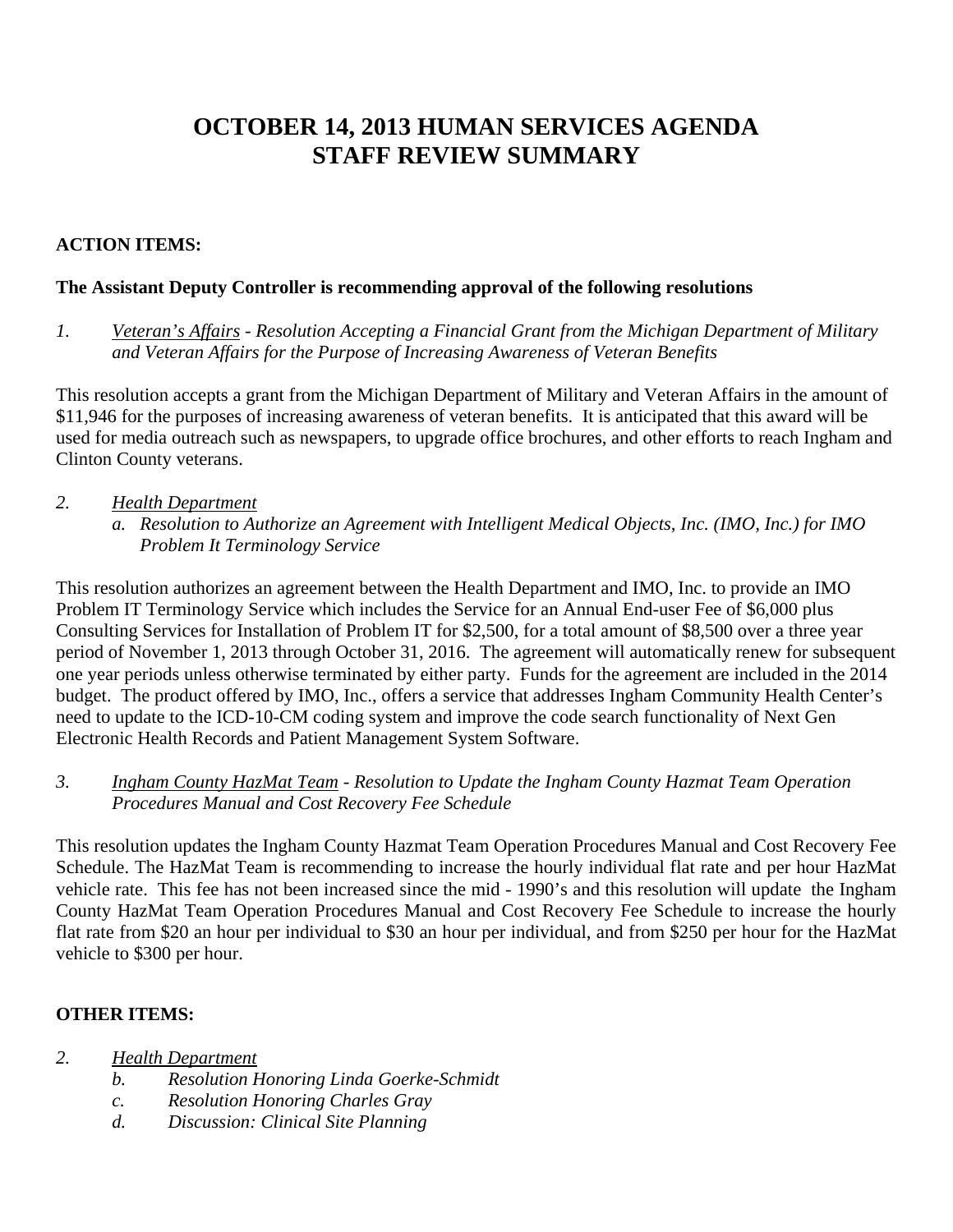# OCTOBER 14, 2013 HUMAN SERVICES AGENDA
# STAFF REVIEW SUMMARY

**ACTION ITEMS:**

**The Assistant Deputy Controller is recommending approval of the following resolutions**

1. *Veteran's Affairs - Resolution Accepting a Financial Grant from the Michigan Department of Military and Veteran Affairs for the Purpose of Increasing Awareness of Veteran Benefits*

This resolution accepts a grant from the Michigan Department of Military and Veteran Affairs in the amount of $11,946 for the purposes of increasing awareness of veteran benefits. It is anticipated that this award will be used for media outreach such as newspapers, to upgrade office brochures, and other efforts to reach Ingham and Clinton County veterans.

2. *Health Department*
   a. *Resolution to Authorize an Agreement with Intelligent Medical Objects, Inc. (IMO, Inc.) for IMO Problem It Terminology Service*

This resolution authorizes an agreement between the Health Department and IMO, Inc. to provide an IMO Problem IT Terminology Service which includes the Service for an Annual End-user Fee of $6,000 plus Consulting Services for Installation of Problem IT for $2,500, for a total amount of $8,500 over a three year period of November 1, 2013 through October 31, 2016. The agreement will automatically renew for subsequent one year periods unless otherwise terminated by either party. Funds for the agreement are included in the 2014 budget. The product offered by IMO, Inc., offers a service that addresses Ingham Community Health Center's need to update to the ICD-10-CM coding system and improve the code search functionality of Next Gen Electronic Health Records and Patient Management System Software.

3. *Ingham County HazMat Team - Resolution to Update the Ingham County Hazmat Team Operation Procedures Manual and Cost Recovery Fee Schedule*

This resolution updates the Ingham County Hazmat Team Operation Procedures Manual and Cost Recovery Fee Schedule. The HazMat Team is recommending to increase the hourly individual flat rate and per hour HazMat vehicle rate. This fee has not been increased since the mid - 1990's and this resolution will update the Ingham County HazMat Team Operation Procedures Manual and Cost Recovery Fee Schedule to increase the hourly flat rate from $20 an hour per individual to $30 an hour per individual, and from $250 per hour for the HazMat vehicle to $300 per hour.

**OTHER ITEMS:**

2. *Health Department*
   b. *Resolution Honoring Linda Goerke-Schmidt*
   c. *Resolution Honoring Charles Gray*
   d. *Discussion: Clinical Site Planning*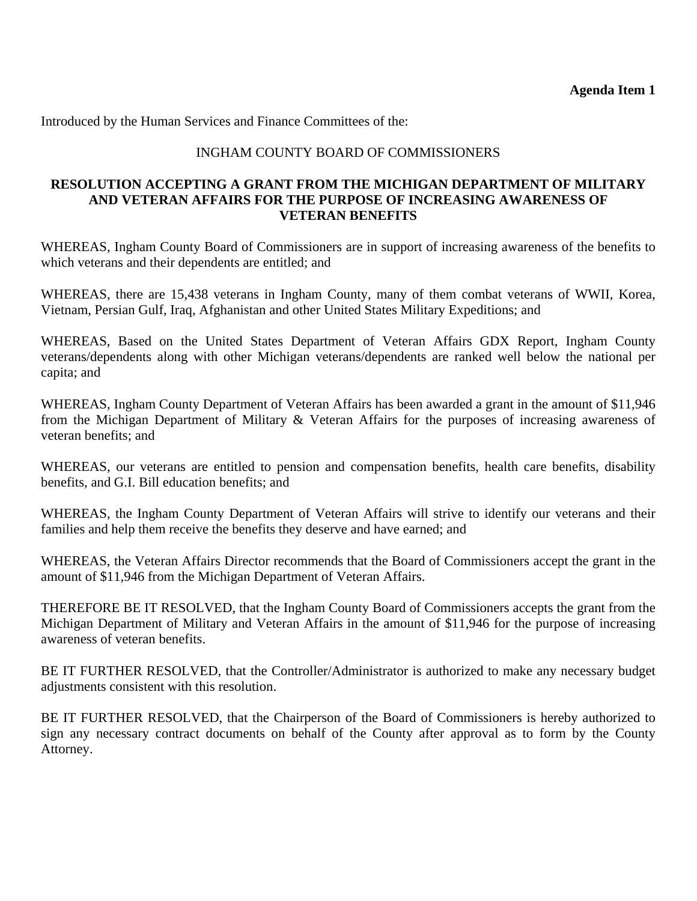**Agenda Item 1**

Introduced by the Human Services and Finance Committees of the:

INGHAM COUNTY BOARD OF COMMISSIONERS

**RESOLUTION ACCEPTING A GRANT FROM THE MICHIGAN DEPARTMENT OF MILITARY AND VETERAN AFFAIRS FOR THE PURPOSE OF INCREASING AWARENESS OF VETERAN BENEFITS**

WHEREAS, Ingham County Board of Commissioners are in support of increasing awareness of the benefits to which veterans and their dependents are entitled; and

WHEREAS, there are 15,438 veterans in Ingham County, many of them combat veterans of WWII, Korea, Vietnam, Persian Gulf, Iraq, Afghanistan and other United States Military Expeditions; and

WHEREAS, Based on the United States Department of Veteran Affairs GDX Report, Ingham County veterans/dependents along with other Michigan veterans/dependents are ranked well below the national per capita; and

WHEREAS, Ingham County Department of Veteran Affairs has been awarded a grant in the amount of $11,946 from the Michigan Department of Military & Veteran Affairs for the purposes of increasing awareness of veteran benefits; and

WHEREAS, our veterans are entitled to pension and compensation benefits, health care benefits, disability benefits, and G.I. Bill education benefits; and

WHEREAS, the Ingham County Department of Veteran Affairs will strive to identify our veterans and their families and help them receive the benefits they deserve and have earned; and

WHEREAS, the Veteran Affairs Director recommends that the Board of Commissioners accept the grant in the amount of $11,946 from the Michigan Department of Veteran Affairs.

THEREFORE BE IT RESOLVED, that the Ingham County Board of Commissioners accepts the grant from the Michigan Department of Military and Veteran Affairs in the amount of $11,946 for the purpose of increasing awareness of veteran benefits.

BE IT FURTHER RESOLVED, that the Controller/Administrator is authorized to make any necessary budget adjustments consistent with this resolution.

BE IT FURTHER RESOLVED, that the Chairperson of the Board of Commissioners is hereby authorized to sign any necessary contract documents on behalf of the County after approval as to form by the County Attorney.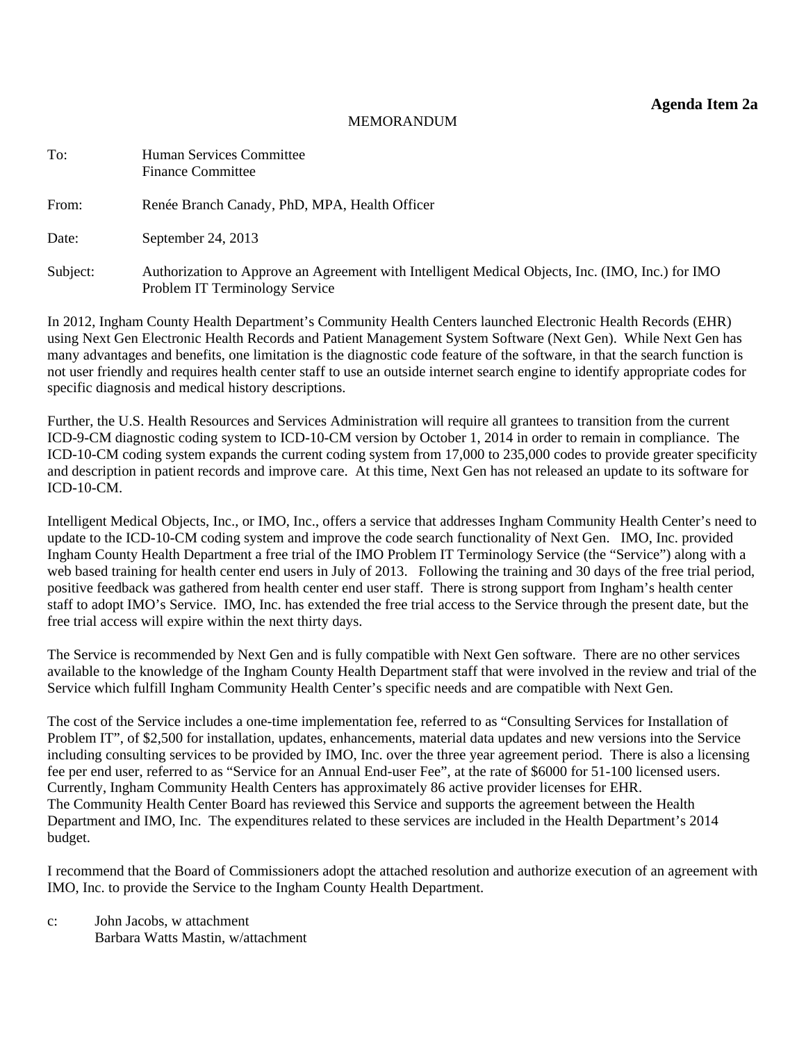**Agenda Item 2a**

MEMORANDUM

To: Human Services Committee
Finance Committee

From: Renée Branch Canady, PhD, MPA, Health Officer

Date: September 24, 2013

Subject: Authorization to Approve an Agreement with Intelligent Medical Objects, Inc. (IMO, Inc.) for IMO Problem IT Terminology Service

In 2012, Ingham County Health Department's Community Health Centers launched Electronic Health Records (EHR) using Next Gen Electronic Health Records and Patient Management System Software (Next Gen). While Next Gen has many advantages and benefits, one limitation is the diagnostic code feature of the software, in that the search function is not user friendly and requires health center staff to use an outside internet search engine to identify appropriate codes for specific diagnosis and medical history descriptions.

Further, the U.S. Health Resources and Services Administration will require all grantees to transition from the current ICD-9-CM diagnostic coding system to ICD-10-CM version by October 1, 2014 in order to remain in compliance. The ICD-10-CM coding system expands the current coding system from 17,000 to 235,000 codes to provide greater specificity and description in patient records and improve care. At this time, Next Gen has not released an update to its software for ICD-10-CM.

Intelligent Medical Objects, Inc., or IMO, Inc., offers a service that addresses Ingham Community Health Center's need to update to the ICD-10-CM coding system and improve the code search functionality of Next Gen. IMO, Inc. provided Ingham County Health Department a free trial of the IMO Problem IT Terminology Service (the "Service") along with a web based training for health center end users in July of 2013. Following the training and 30 days of the free trial period, positive feedback was gathered from health center end user staff. There is strong support from Ingham's health center staff to adopt IMO's Service. IMO, Inc. has extended the free trial access to the Service through the present date, but the free trial access will expire within the next thirty days.

The Service is recommended by Next Gen and is fully compatible with Next Gen software. There are no other services available to the knowledge of the Ingham County Health Department staff that were involved in the review and trial of the Service which fulfill Ingham Community Health Center's specific needs and are compatible with Next Gen.

The cost of the Service includes a one-time implementation fee, referred to as "Consulting Services for Installation of Problem IT", of $2,500 for installation, updates, enhancements, material data updates and new versions into the Service including consulting services to be provided by IMO, Inc. over the three year agreement period. There is also a licensing fee per end user, referred to as "Service for an Annual End-user Fee", at the rate of $6000 for 51-100 licensed users. Currently, Ingham Community Health Centers has approximately 86 active provider licenses for EHR.
The Community Health Center Board has reviewed this Service and supports the agreement between the Health Department and IMO, Inc. The expenditures related to these services are included in the Health Department's 2014 budget.

I recommend that the Board of Commissioners adopt the attached resolution and authorize execution of an agreement with IMO, Inc. to provide the Service to the Ingham County Health Department.

c: John Jacobs, w attachment
Barbara Watts Mastin, w/attachment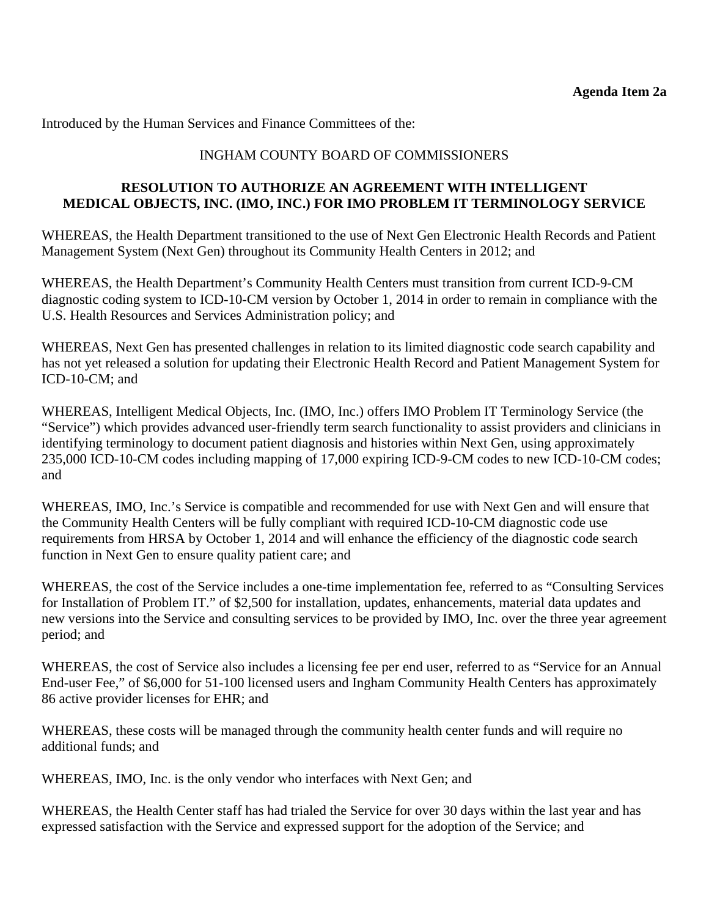**Agenda Item 2a**

Introduced by the Human Services and Finance Committees of the:

INGHAM COUNTY BOARD OF COMMISSIONERS

**RESOLUTION TO AUTHORIZE AN AGREEMENT WITH INTELLIGENT MEDICAL OBJECTS, INC. (IMO, INC.) FOR IMO PROBLEM IT TERMINOLOGY SERVICE**

WHEREAS, the Health Department transitioned to the use of Next Gen Electronic Health Records and Patient Management System (Next Gen) throughout its Community Health Centers in 2012; and

WHEREAS, the Health Department's Community Health Centers must transition from current ICD-9-CM diagnostic coding system to ICD-10-CM version by October 1, 2014 in order to remain in compliance with the U.S. Health Resources and Services Administration policy; and

WHEREAS, Next Gen has presented challenges in relation to its limited diagnostic code search capability and has not yet released a solution for updating their Electronic Health Record and Patient Management System for ICD-10-CM; and

WHEREAS, Intelligent Medical Objects, Inc. (IMO, Inc.) offers IMO Problem IT Terminology Service (the "Service") which provides advanced user-friendly term search functionality to assist providers and clinicians in identifying terminology to document patient diagnosis and histories within Next Gen, using approximately 235,000 ICD-10-CM codes including mapping of 17,000 expiring ICD-9-CM codes to new ICD-10-CM codes; and

WHEREAS, IMO, Inc.'s Service is compatible and recommended for use with Next Gen and will ensure that the Community Health Centers will be fully compliant with required ICD-10-CM diagnostic code use requirements from HRSA by October 1, 2014 and will enhance the efficiency of the diagnostic code search function in Next Gen to ensure quality patient care; and

WHEREAS, the cost of the Service includes a one-time implementation fee, referred to as "Consulting Services for Installation of Problem IT." of $2,500 for installation, updates, enhancements, material data updates and new versions into the Service and consulting services to be provided by IMO, Inc. over the three year agreement period; and

WHEREAS, the cost of Service also includes a licensing fee per end user, referred to as "Service for an Annual End-user Fee," of $6,000 for 51-100 licensed users and Ingham Community Health Centers has approximately 86 active provider licenses for EHR; and

WHEREAS, these costs will be managed through the community health center funds and will require no additional funds; and

WHEREAS, IMO, Inc. is the only vendor who interfaces with Next Gen; and

WHEREAS, the Health Center staff has had trialed the Service for over 30 days within the last year and has expressed satisfaction with the Service and expressed support for the adoption of the Service; and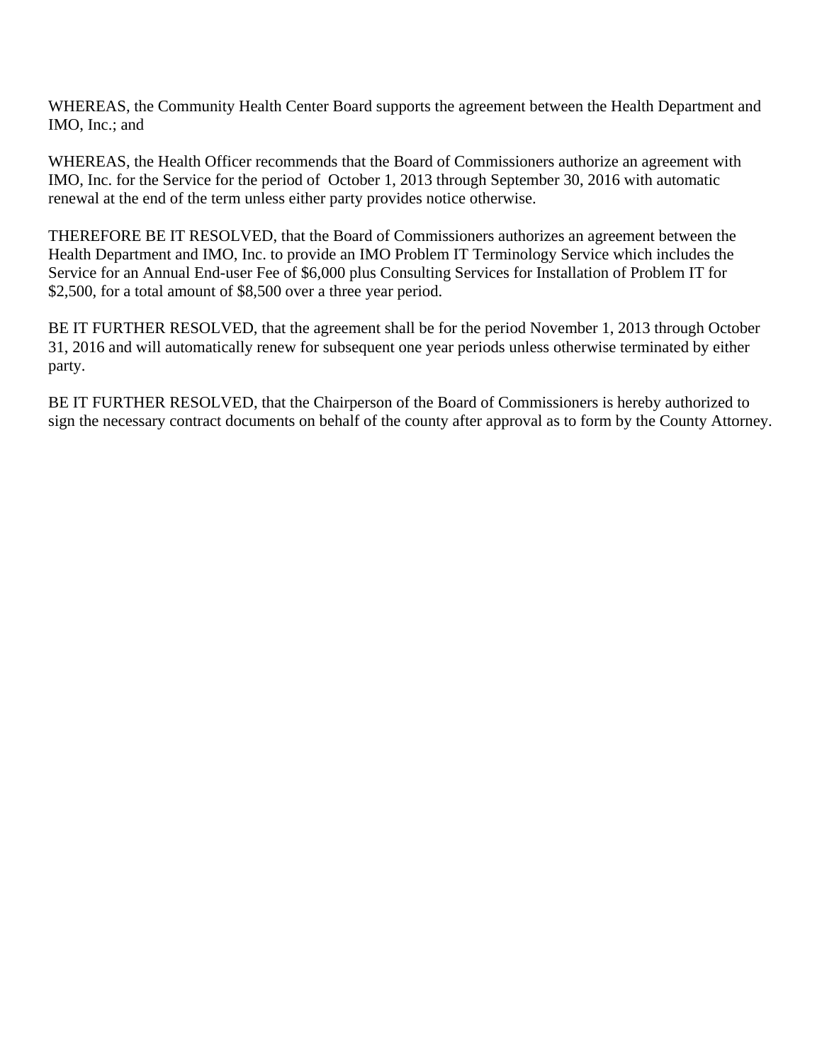WHEREAS, the Community Health Center Board supports the agreement between the Health Department and IMO, Inc.; and

WHEREAS, the Health Officer recommends that the Board of Commissioners authorize an agreement with IMO, Inc. for the Service for the period of October 1, 2013 through September 30, 2016 with automatic renewal at the end of the term unless either party provides notice otherwise.

THEREFORE BE IT RESOLVED, that the Board of Commissioners authorizes an agreement between the Health Department and IMO, Inc. to provide an IMO Problem IT Terminology Service which includes the Service for an Annual End-user Fee of $6,000 plus Consulting Services for Installation of Problem IT for $2,500, for a total amount of $8,500 over a three year period.

BE IT FURTHER RESOLVED, that the agreement shall be for the period November 1, 2013 through October 31, 2016 and will automatically renew for subsequent one year periods unless otherwise terminated by either party.

BE IT FURTHER RESOLVED, that the Chairperson of the Board of Commissioners is hereby authorized to sign the necessary contract documents on behalf of the county after approval as to form by the County Attorney.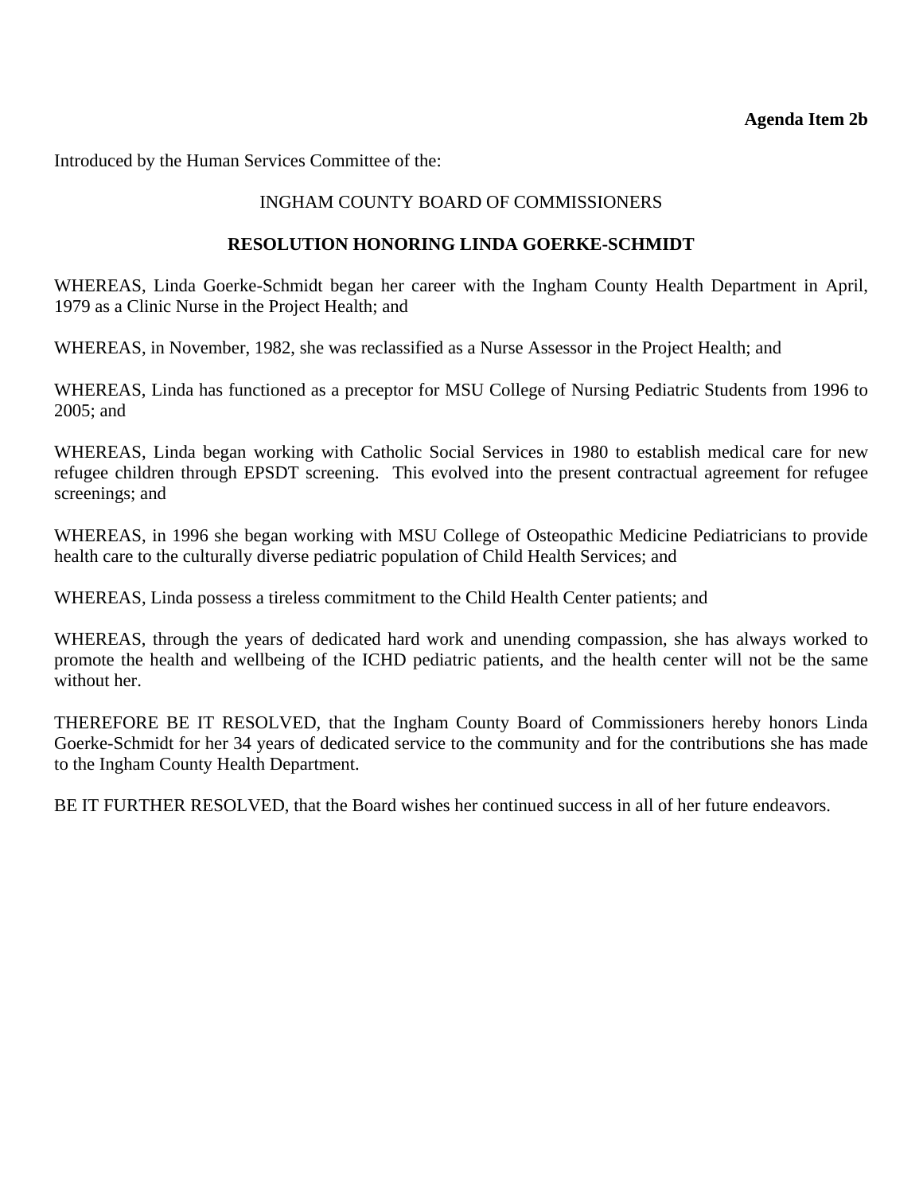**Agenda Item 2b**

Introduced by the Human Services Committee of the:

INGHAM COUNTY BOARD OF COMMISSIONERS

**RESOLUTION HONORING LINDA GOERKE-SCHMIDT**

WHEREAS, Linda Goerke-Schmidt began her career with the Ingham County Health Department in April, 1979 as a Clinic Nurse in the Project Health; and

WHEREAS, in November, 1982, she was reclassified as a Nurse Assessor in the Project Health; and

WHEREAS, Linda has functioned as a preceptor for MSU College of Nursing Pediatric Students from 1996 to 2005; and

WHEREAS, Linda began working with Catholic Social Services in 1980 to establish medical care for new refugee children through EPSDT screening. This evolved into the present contractual agreement for refugee screenings; and

WHEREAS, in 1996 she began working with MSU College of Osteopathic Medicine Pediatricians to provide health care to the culturally diverse pediatric population of Child Health Services; and

WHEREAS, Linda possess a tireless commitment to the Child Health Center patients; and

WHEREAS, through the years of dedicated hard work and unending compassion, she has always worked to promote the health and wellbeing of the ICHD pediatric patients, and the health center will not be the same without her.

THEREFORE BE IT RESOLVED, that the Ingham County Board of Commissioners hereby honors Linda Goerke-Schmidt for her 34 years of dedicated service to the community and for the contributions she has made to the Ingham County Health Department.

BE IT FURTHER RESOLVED, that the Board wishes her continued success in all of her future endeavors.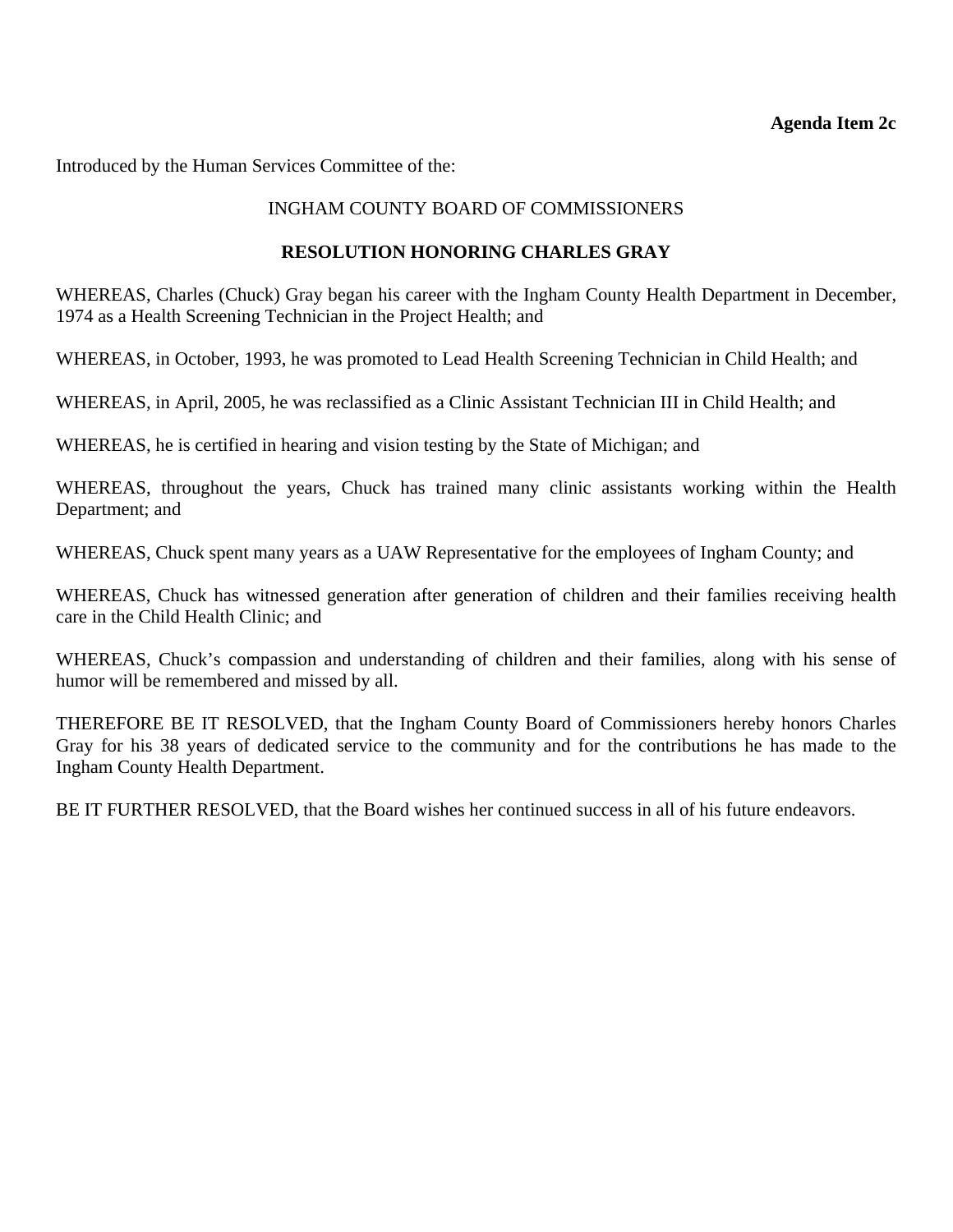**Agenda Item 2c**

Introduced by the Human Services Committee of the:

INGHAM COUNTY BOARD OF COMMISSIONERS

**RESOLUTION HONORING CHARLES GRAY**

WHEREAS, Charles (Chuck) Gray began his career with the Ingham County Health Department in December, 1974 as a Health Screening Technician in the Project Health; and

WHEREAS, in October, 1993, he was promoted to Lead Health Screening Technician in Child Health; and

WHEREAS, in April, 2005, he was reclassified as a Clinic Assistant Technician III in Child Health; and

WHEREAS, he is certified in hearing and vision testing by the State of Michigan; and

WHEREAS, throughout the years, Chuck has trained many clinic assistants working within the Health Department; and

WHEREAS, Chuck spent many years as a UAW Representative for the employees of Ingham County; and

WHEREAS, Chuck has witnessed generation after generation of children and their families receiving health care in the Child Health Clinic; and

WHEREAS, Chuck's compassion and understanding of children and their families, along with his sense of humor will be remembered and missed by all.

THEREFORE BE IT RESOLVED, that the Ingham County Board of Commissioners hereby honors Charles Gray for his 38 years of dedicated service to the community and for the contributions he has made to the Ingham County Health Department.

BE IT FURTHER RESOLVED, that the Board wishes her continued success in all of his future endeavors.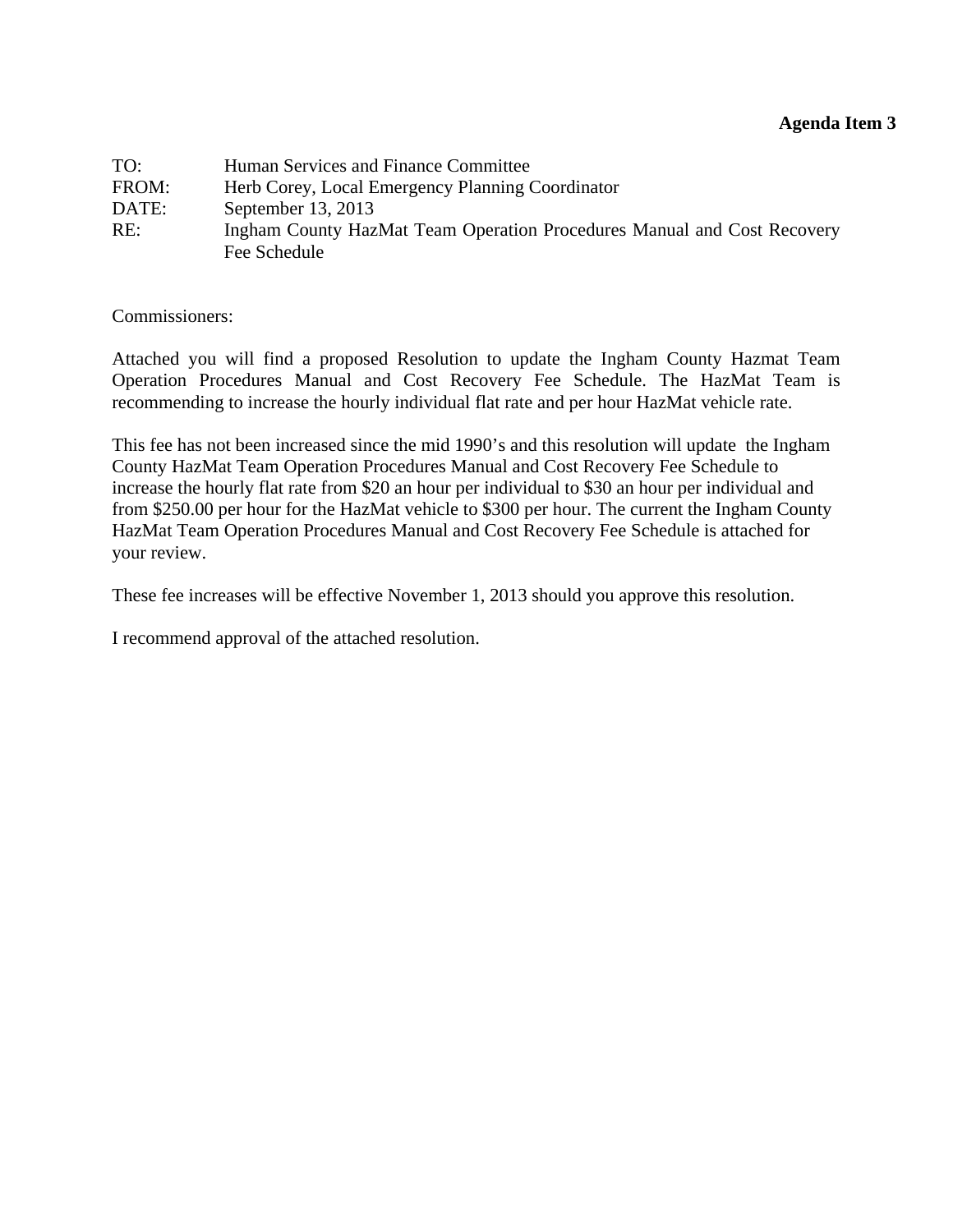**Agenda Item 3**

TO: Human Services and Finance Committee
FROM: Herb Corey, Local Emergency Planning Coordinator
DATE: September 13, 2013
RE: Ingham County HazMat Team Operation Procedures Manual and Cost Recovery Fee Schedule

Commissioners:

Attached you will find a proposed Resolution to update the Ingham County Hazmat Team Operation Procedures Manual and Cost Recovery Fee Schedule. The HazMat Team is recommending to increase the hourly individual flat rate and per hour HazMat vehicle rate.

This fee has not been increased since the mid 1990's and this resolution will update the Ingham County HazMat Team Operation Procedures Manual and Cost Recovery Fee Schedule to increase the hourly flat rate from $20 an hour per individual to $30 an hour per individual and from $250.00 per hour for the HazMat vehicle to $300 per hour. The current the Ingham County HazMat Team Operation Procedures Manual and Cost Recovery Fee Schedule is attached for your review.

These fee increases will be effective November 1, 2013 should you approve this resolution.

I recommend approval of the attached resolution.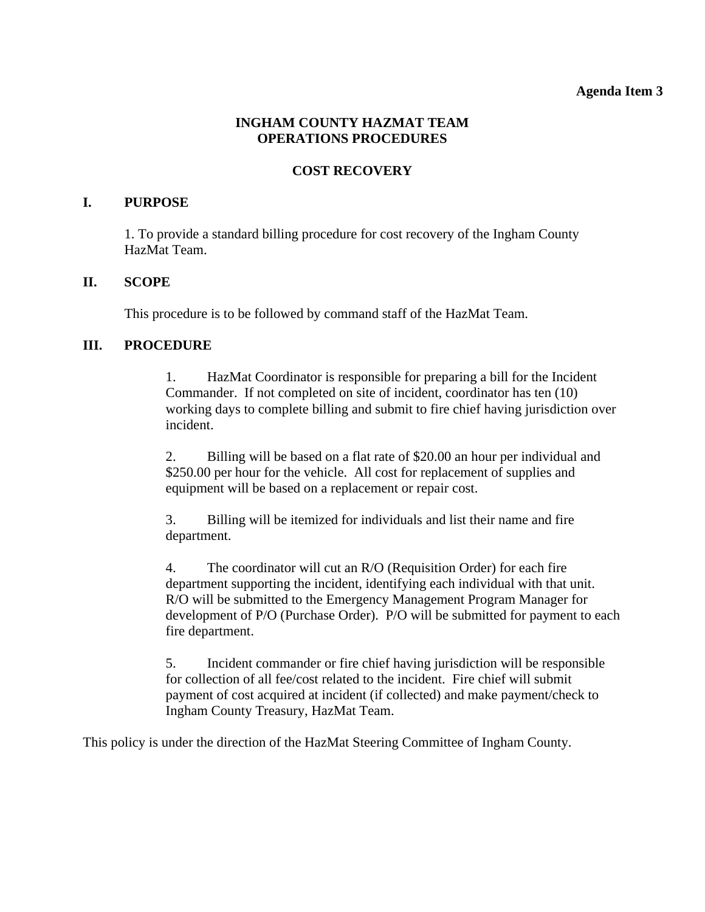**Agenda Item 3**

# INGHAM COUNTY HAZMAT TEAM
# OPERATIONS PROCEDURES

## COST RECOVERY

### I. PURPOSE

1. To provide a standard billing procedure for cost recovery of the Ingham County HazMat Team.

### II. SCOPE

This procedure is to be followed by command staff of the HazMat Team.

### III. PROCEDURE

1. HazMat Coordinator is responsible for preparing a bill for the Incident Commander. If not completed on site of incident, coordinator has ten (10) working days to complete billing and submit to fire chief having jurisdiction over incident.

2. Billing will be based on a flat rate of $20.00 an hour per individual and $250.00 per hour for the vehicle. All cost for replacement of supplies and equipment will be based on a replacement or repair cost.

3. Billing will be itemized for individuals and list their name and fire department.

4. The coordinator will cut an R/O (Requisition Order) for each fire department supporting the incident, identifying each individual with that unit. R/O will be submitted to the Emergency Management Program Manager for development of P/O (Purchase Order). P/O will be submitted for payment to each fire department.

5. Incident commander or fire chief having jurisdiction will be responsible for collection of all fee/cost related to the incident. Fire chief will submit payment of cost acquired at incident (if collected) and make payment/check to Ingham County Treasury, HazMat Team.

This policy is under the direction of the HazMat Steering Committee of Ingham County.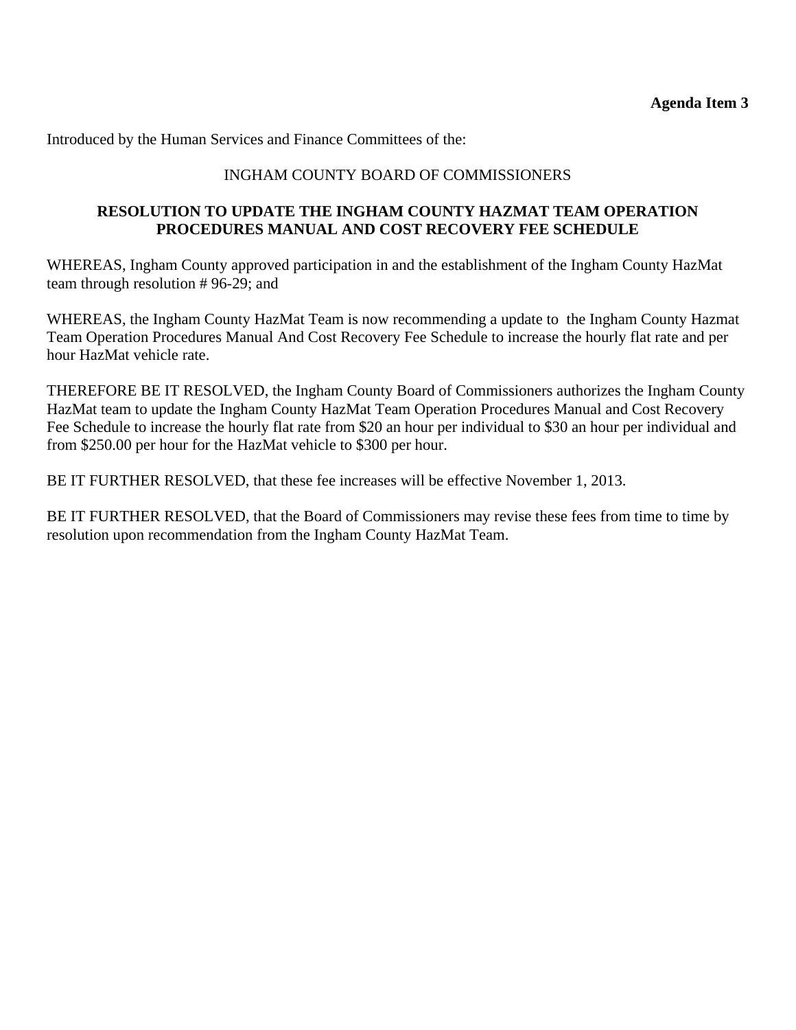**Agenda Item 3**

Introduced by the Human Services and Finance Committees of the:

INGHAM COUNTY BOARD OF COMMISSIONERS

**RESOLUTION TO UPDATE THE INGHAM COUNTY HAZMAT TEAM OPERATION PROCEDURES MANUAL AND COST RECOVERY FEE SCHEDULE**

WHEREAS, Ingham County approved participation in and the establishment of the Ingham County HazMat team through resolution # 96-29; and

WHEREAS, the Ingham County HazMat Team is now recommending a update to the Ingham County Hazmat Team Operation Procedures Manual And Cost Recovery Fee Schedule to increase the hourly flat rate and per hour HazMat vehicle rate.

THEREFORE BE IT RESOLVED, the Ingham County Board of Commissioners authorizes the Ingham County HazMat team to update the Ingham County HazMat Team Operation Procedures Manual and Cost Recovery Fee Schedule to increase the hourly flat rate from $20 an hour per individual to $30 an hour per individual and from $250.00 per hour for the HazMat vehicle to $300 per hour.

BE IT FURTHER RESOLVED, that these fee increases will be effective November 1, 2013.

BE IT FURTHER RESOLVED, that the Board of Commissioners may revise these fees from time to time by resolution upon recommendation from the Ingham County HazMat Team.